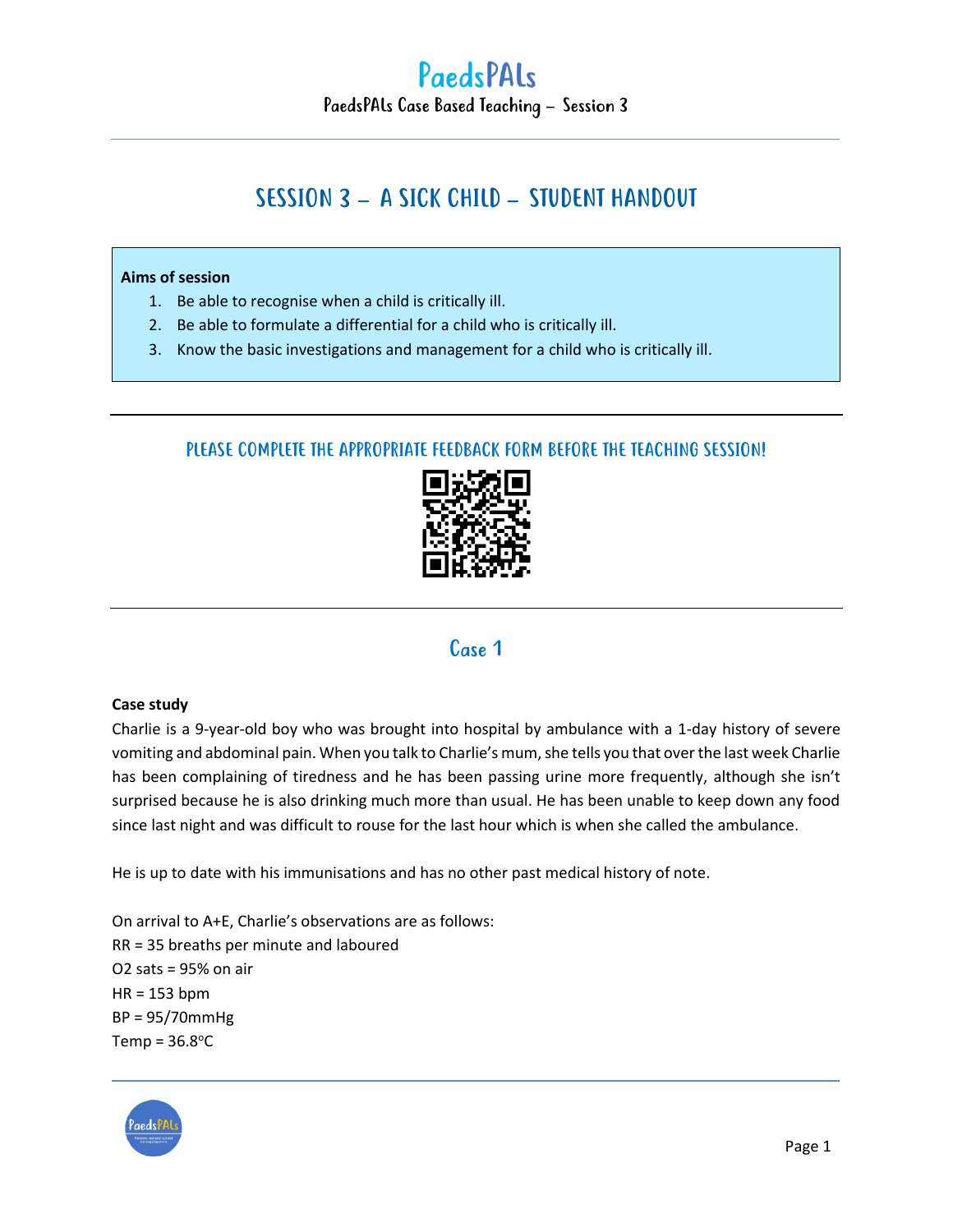# Session 3 – A Sick Child – Student Handout

**Aims of session**

1. Be able to recognise when a child is critically ill.
2. Be able to formulate a differential for a child who is critically ill.
3. Know the basic investigations and management for a child who is critically ill.

---

## Please complete the appropriate feedback form before the teaching session!

---

## Case 1

**Case study**

Charlie is a 9-year-old boy who was brought into hospital by ambulance with a 1-day history of severe vomiting and abdominal pain. When you talk to Charlie's mum, she tells you that over the last week Charlie has been complaining of tiredness and he has been passing urine more frequently, although she isn't surprised because he is also drinking much more than usual. He has been unable to keep down any food since last night and was difficult to rouse for the last hour which is when she called the ambulance.

He is up to date with his immunisations and has no other past medical history of note.

On arrival to A+E, Charlie's observations are as follows:
RR = 35 breaths per minute and laboured
O2 sats = 95% on air
HR = 153 bpm
BP = 95/70mmHg
Temp = 36.8°C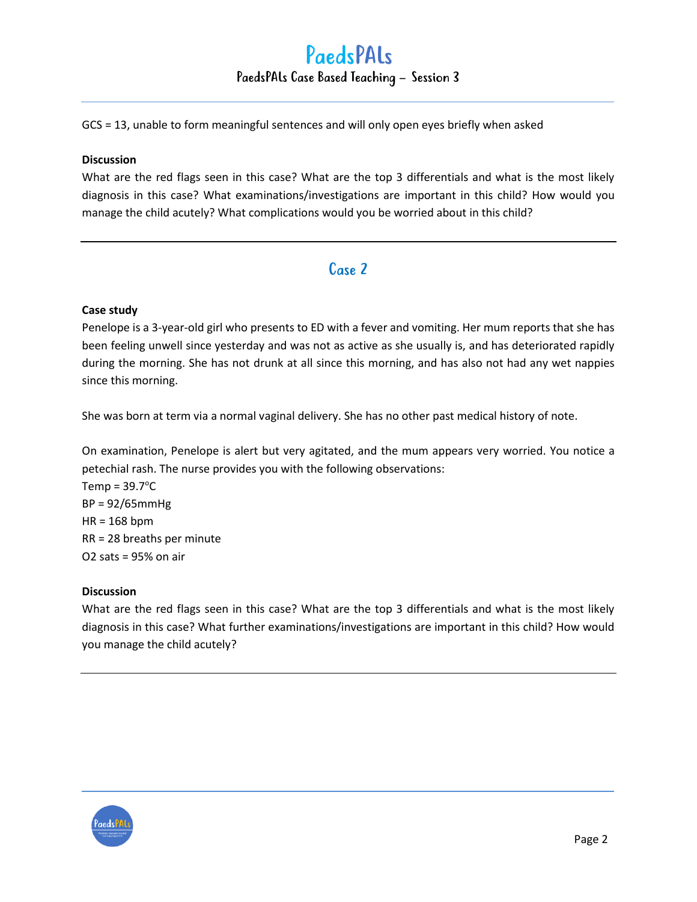GCS = 13, unable to form meaningful sentences and will only open eyes briefly when asked

**Discussion**

What are the red flags seen in this case? What are the top 3 differentials and what is the most likely diagnosis in this case? What examinations/investigations are important in this child? How would you manage the child acutely? What complications would you be worried about in this child?

## Case 2

**Case study**

Penelope is a 3-year-old girl who presents to ED with a fever and vomiting. Her mum reports that she has been feeling unwell since yesterday and was not as active as she usually is, and has deteriorated rapidly during the morning. She has not drunk at all since this morning, and has also not had any wet nappies since this morning.

She was born at term via a normal vaginal delivery. She has no other past medical history of note.

On examination, Penelope is alert but very agitated, and the mum appears very worried. You notice a petechial rash. The nurse provides you with the following observations:

Temp = 39.7°C
BP = 92/65mmHg
HR = 168 bpm
RR = 28 breaths per minute
O2 sats = 95% on air

**Discussion**

What are the red flags seen in this case? What are the top 3 differentials and what is the most likely diagnosis in this case? What further examinations/investigations are important in this child? How would you manage the child acutely?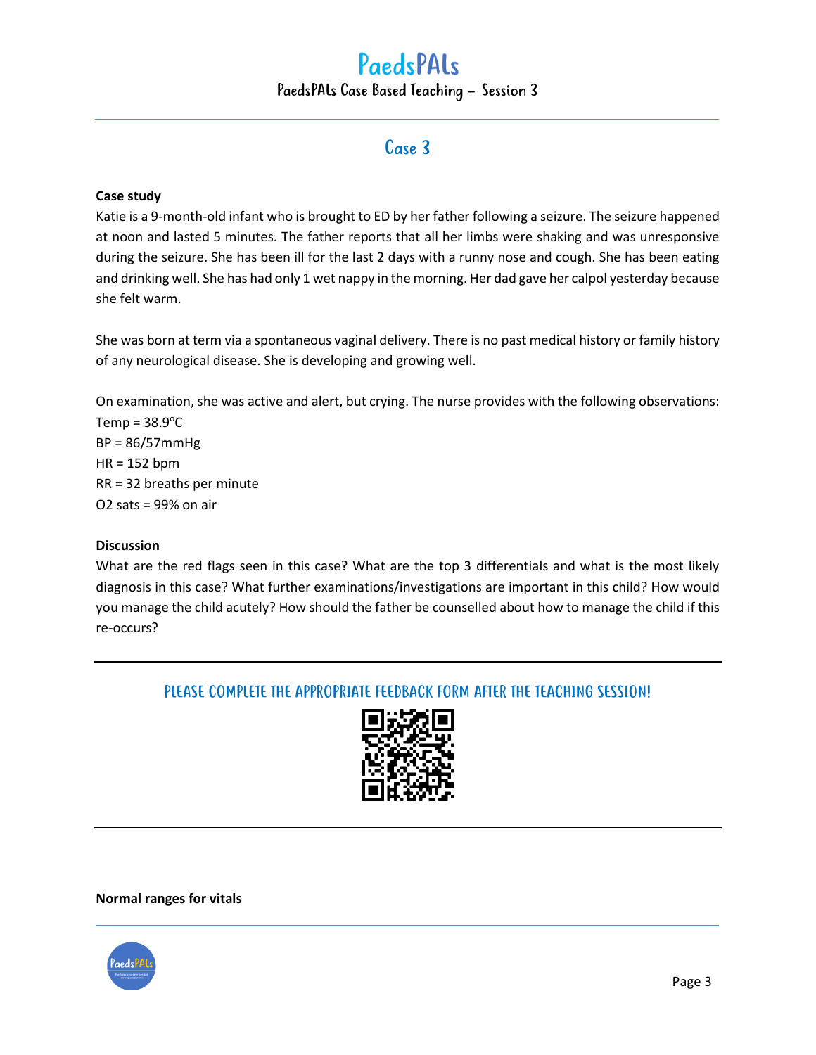# Case 3

**Case study**

Katie is a 9-month-old infant who is brought to ED by her father following a seizure. The seizure happened at noon and lasted 5 minutes. The father reports that all her limbs were shaking and was unresponsive during the seizure. She has been ill for the last 2 days with a runny nose and cough. She has been eating and drinking well. She has had only 1 wet nappy in the morning. Her dad gave her calpol yesterday because she felt warm.

She was born at term via a spontaneous vaginal delivery. There is no past medical history or family history of any neurological disease. She is developing and growing well.

On examination, she was active and alert, but crying. The nurse provides with the following observations:
Temp = 38.9°C
BP = 86/57mmHg
HR = 152 bpm
RR = 32 breaths per minute
O2 sats = 99% on air

**Discussion**

What are the red flags seen in this case? What are the top 3 differentials and what is the most likely diagnosis in this case? What further examinations/investigations are important in this child? How would you manage the child acutely? How should the father be counselled about how to manage the child if this re-occurs?

---

PLEASE COMPLETE THE APPROPRIATE FEEDBACK FORM AFTER THE TEACHING SESSION!

---

**Normal ranges for vitals**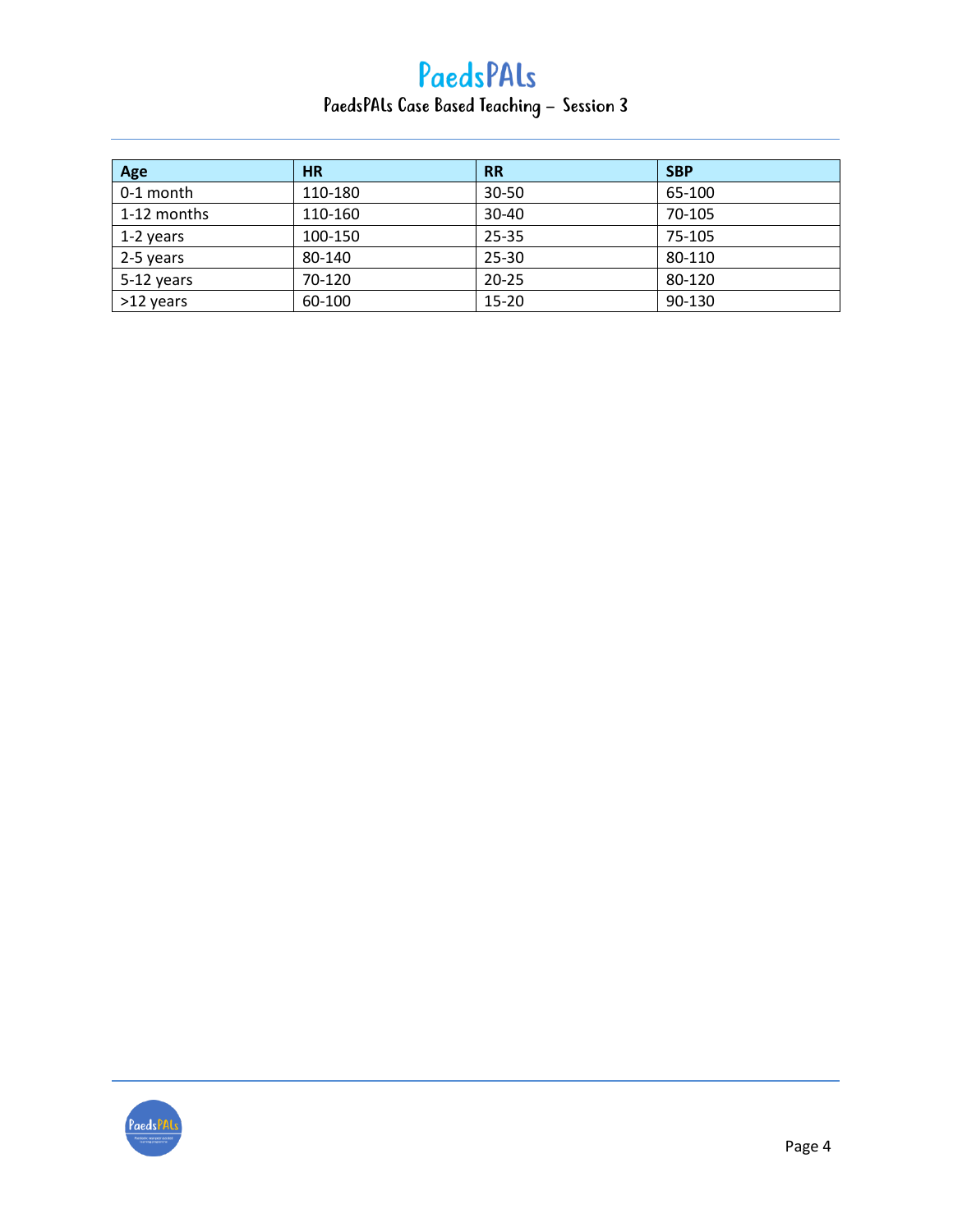| Age | HR | RR | SBP |
| --- | --- | --- | --- |
| 0-1 month | 110-180 | 30-50 | 65-100 |
| 1-12 months | 110-160 | 30-40 | 70-105 |
| 1-2 years | 100-150 | 25-35 | 75-105 |
| 2-5 years | 80-140 | 25-30 | 80-110 |
| 5-12 years | 70-120 | 20-25 | 80-120 |
| >12 years | 60-100 | 15-20 | 90-130 |